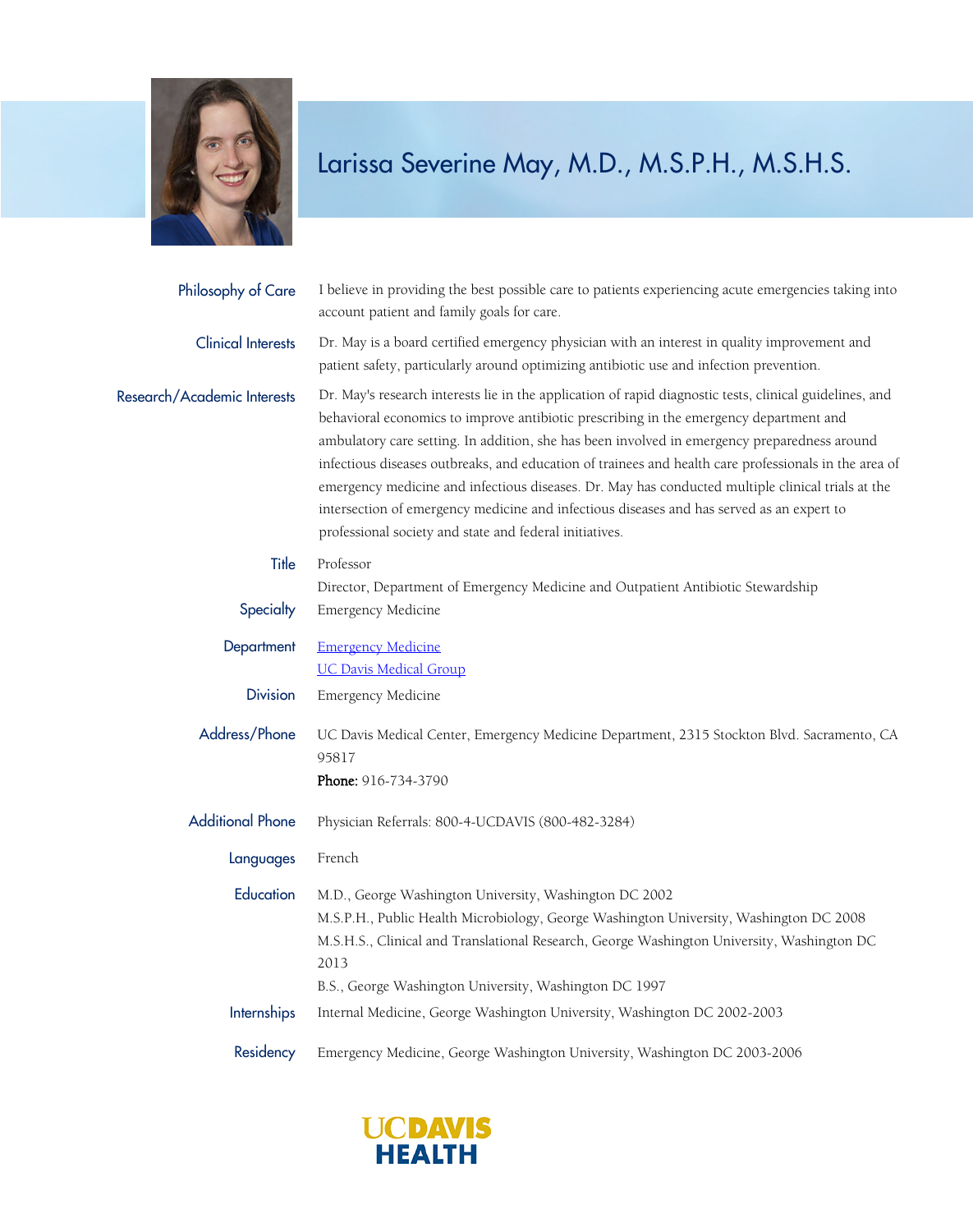# Larissa Severine May, M.D., M.S.P.H., M.S.H.S.

**Philosophy of Care**

I believe in providing the best possible care to patients experiencing acute emergencies taking into account patient and family goals for care.

**Clinical Interests**

Dr. May is a board certified emergency physician with an interest in quality improvement and patient safety, particularly around optimizing antibiotic use and infection prevention.

**Research/Academic Interests**

Dr. May's research interests lie in the application of rapid diagnostic tests, clinical guidelines, and behavioral economics to improve antibiotic prescribing in the emergency department and ambulatory care setting. In addition, she has been involved in emergency preparedness around infectious diseases outbreaks, and education of trainees and health care professionals in the area of emergency medicine and infectious diseases. Dr. May has conducted multiple clinical trials at the intersection of emergency medicine and infectious diseases and has served as an expert to professional society and state and federal initiatives.

**Title**

Professor
Director, Department of Emergency Medicine and Outpatient Antibiotic Stewardship

**Specialty**

Emergency Medicine

**Department**

Emergency Medicine
UC Davis Medical Group

**Division**

Emergency Medicine

**Address/Phone**

UC Davis Medical Center, Emergency Medicine Department, 2315 Stockton Blvd. Sacramento, CA 95817
**Phone:** 916-734-3790

**Additional Phone**

Physician Referrals: 800-4-UCDAVIS (800-482-3284)

**Languages**

French

**Education**

M.D., George Washington University, Washington DC 2002
M.S.P.H., Public Health Microbiology, George Washington University, Washington DC 2008
M.S.H.S., Clinical and Translational Research, George Washington University, Washington DC 2013
B.S., George Washington University, Washington DC 1997

**Internships**

Internal Medicine, George Washington University, Washington DC 2002-2003

**Residency**

Emergency Medicine, George Washington University, Washington DC 2003-2006

UCDAVIS HEALTH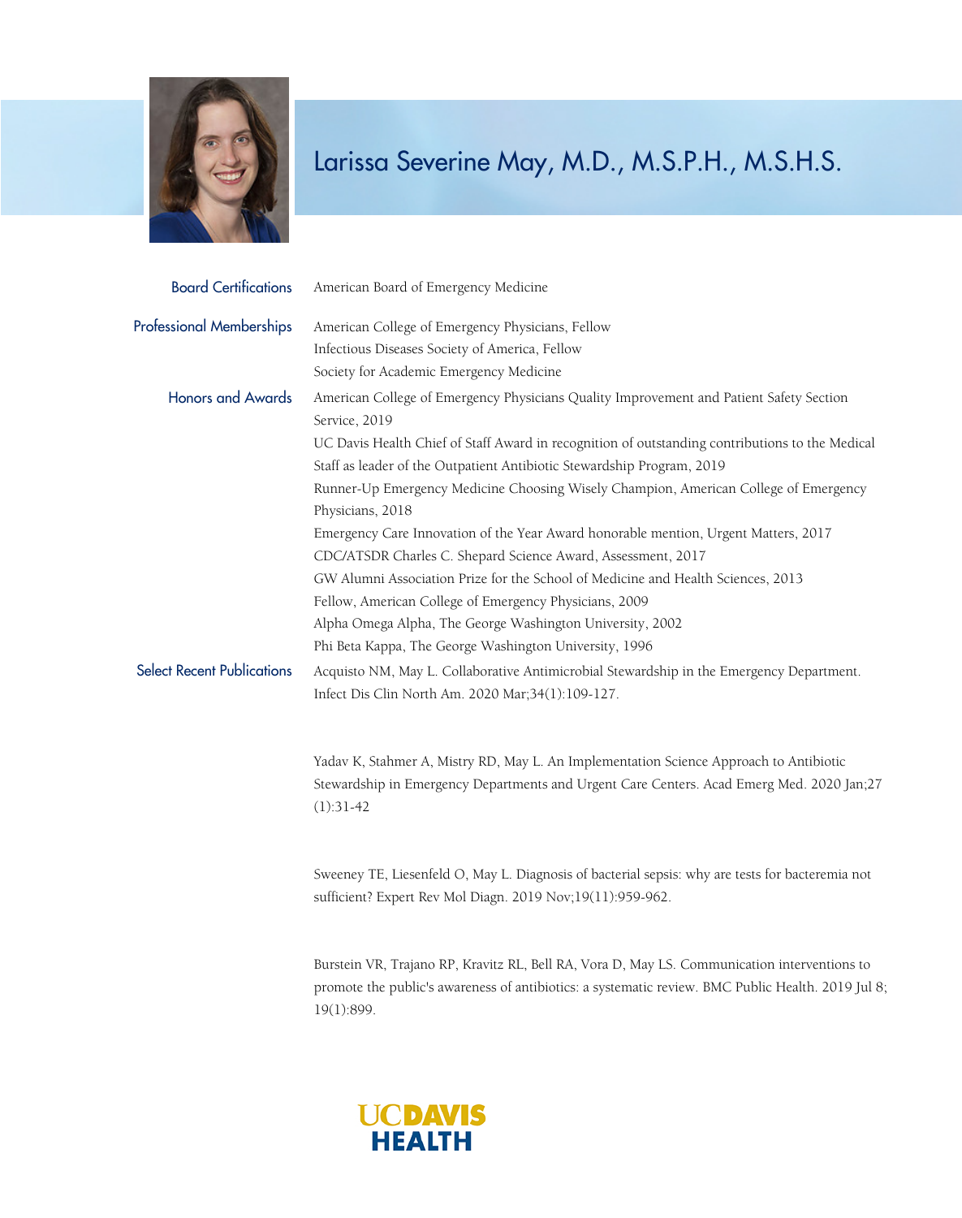# Larissa Severine May, M.D., M.S.P.H., M.S.H.S.

**Board Certifications**

American Board of Emergency Medicine

**Professional Memberships**

American College of Emergency Physicians, Fellow
Infectious Diseases Society of America, Fellow
Society for Academic Emergency Medicine

**Honors and Awards**

American College of Emergency Physicians Quality Improvement and Patient Safety Section Service, 2019
UC Davis Health Chief of Staff Award in recognition of outstanding contributions to the Medical Staff as leader of the Outpatient Antibiotic Stewardship Program, 2019
Runner-Up Emergency Medicine Choosing Wisely Champion, American College of Emergency Physicians, 2018
Emergency Care Innovation of the Year Award honorable mention, Urgent Matters, 2017
CDC/ATSDR Charles C. Shepard Science Award, Assessment, 2017
GW Alumni Association Prize for the School of Medicine and Health Sciences, 2013
Fellow, American College of Emergency Physicians, 2009
Alpha Omega Alpha, The George Washington University, 2002
Phi Beta Kappa, The George Washington University, 1996

**Select Recent Publications**

Acquisto NM, May L. Collaborative Antimicrobial Stewardship in the Emergency Department. Infect Dis Clin North Am. 2020 Mar;34(1):109-127.

Yadav K, Stahmer A, Mistry RD, May L. An Implementation Science Approach to Antibiotic Stewardship in Emergency Departments and Urgent Care Centers. Acad Emerg Med. 2020 Jan;27 (1):31-42

Sweeney TE, Liesenfeld O, May L. Diagnosis of bacterial sepsis: why are tests for bacteremia not sufficient? Expert Rev Mol Diagn. 2019 Nov;19(11):959-962.

Burstein VR, Trajano RP, Kravitz RL, Bell RA, Vora D, May LS. Communication interventions to promote the public's awareness of antibiotics: a systematic review. BMC Public Health. 2019 Jul 8; 19(1):899.

UC DAVIS HEALTH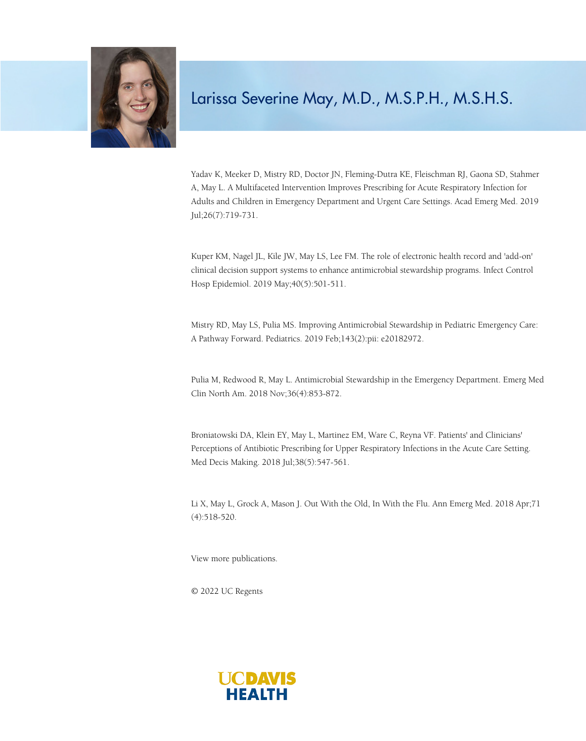# Larissa Severine May, M.D., M.S.P.H., M.S.H.S.

Yadav K, Meeker D, Mistry RD, Doctor JN, Fleming-Dutra KE, Fleischman RJ, Gaona SD, Stahmer A, May L. A Multifaceted Intervention Improves Prescribing for Acute Respiratory Infection for Adults and Children in Emergency Department and Urgent Care Settings. Acad Emerg Med. 2019 Jul;26(7):719-731.

Kuper KM, Nagel JL, Kile JW, May LS, Lee FM. The role of electronic health record and 'add-on' clinical decision support systems to enhance antimicrobial stewardship programs. Infect Control Hosp Epidemiol. 2019 May;40(5):501-511.

Mistry RD, May LS, Pulia MS. Improving Antimicrobial Stewardship in Pediatric Emergency Care: A Pathway Forward. Pediatrics. 2019 Feb;143(2):pii: e20182972.

Pulia M, Redwood R, May L. Antimicrobial Stewardship in the Emergency Department. Emerg Med Clin North Am. 2018 Nov;36(4):853-872.

Broniatowski DA, Klein EY, May L, Martinez EM, Ware C, Reyna VF. Patients' and Clinicians' Perceptions of Antibiotic Prescribing for Upper Respiratory Infections in the Acute Care Setting. Med Decis Making. 2018 Jul;38(5):547-561.

Li X, May L, Grock A, Mason J. Out With the Old, In With the Flu. Ann Emerg Med. 2018 Apr;71(4):518-520.

View more publications.

© 2022 UC Regents

UCDAVIS HEALTH